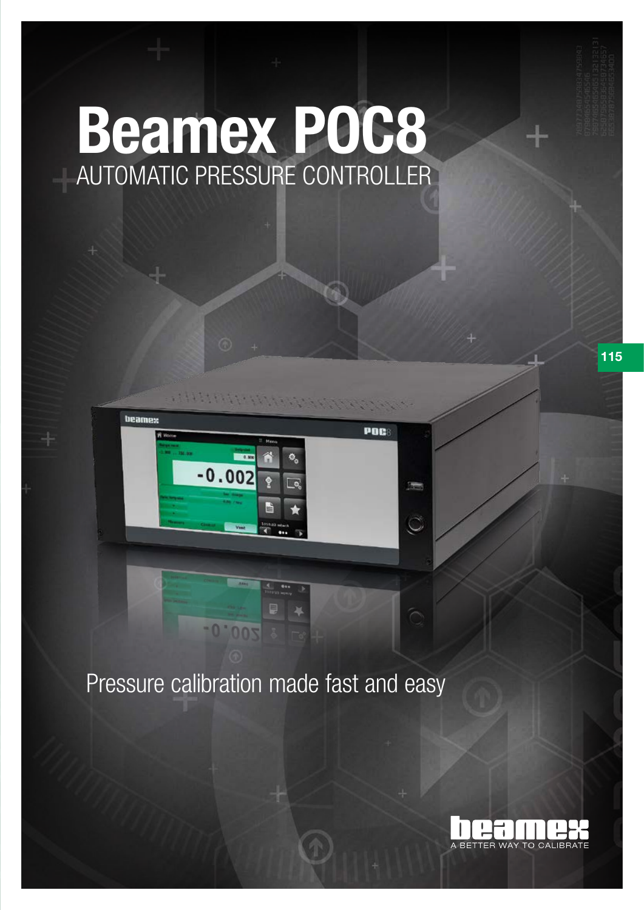# Beamex POC8

## AUTOMATIC PRESSURE CONTROLLER

Pressure calibration made fast and easy

A BETTER WAY TO CALIBRATE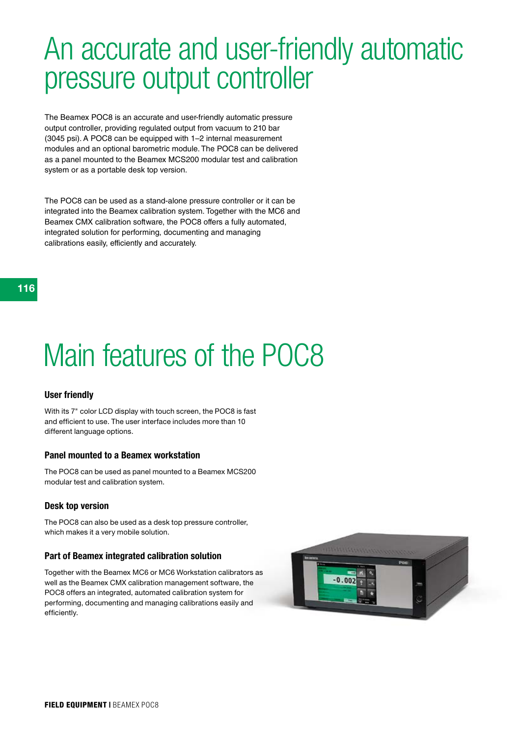# An accurate and user-friendly automatic pressure output controller

The Beamex POC8 is an accurate and user-friendly automatic pressure output controller, providing regulated output from vacuum to 210 bar (3045 psi). A POC8 can be equipped with 1–2 internal measurement modules and an optional barometric module. The POC8 can be delivered as a panel mounted to the Beamex MCS200 modular test and calibration system or as a portable desk top version.

The POC8 can be used as a stand-alone pressure controller or it can be integrated into the Beamex calibration system. Together with the MC6 and Beamex CMX calibration software, the POC8 offers a fully automated, integrated solution for performing, documenting and managing calibrations easily, efficiently and accurately.

# Main features of the POC8

### User friendly

With its 7" color LCD display with touch screen, the POC8 is fast and efficient to use. The user interface includes more than 10 different language options.

### Panel mounted to a Beamex workstation

The POC8 can be used as panel mounted to a Beamex MCS200 modular test and calibration system.

### Desk top version

The POC8 can also be used as a desk top pressure controller, which makes it a very mobile solution.

### Part of Beamex integrated calibration solution

Together with the Beamex MC6 or MC6 Workstation calibrators as well as the Beamex CMX calibration management software, the POC8 offers an integrated, automated calibration system for performing, documenting and managing calibrations easily and efficiently.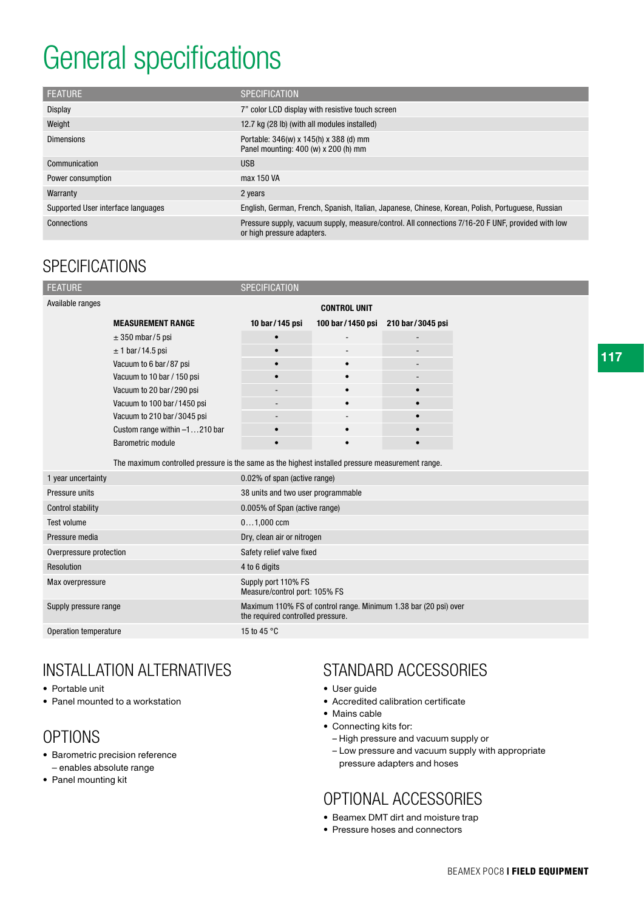# General specifications

| FEATURE | SPECIFICATION |
|---|---|
| Display | 7" color LCD display with resistive touch screen |
| Weight | 12.7 kg (28 lb) (with all modules installed) |
| Dimensions | Portable: 346(w) x 145(h) x 388 (d) mm<br>Panel mounting: 400 (w) x 200 (h) mm |
| Communication | USB |
| Power consumption | max 150 VA |
| Warranty | 2 years |
| Supported User interface languages | English, German, French, Spanish, Italian, Japanese, Chinese, Korean, Polish, Portuguese, Russian |
| Connections | Pressure supply, vacuum supply, measure/control. All connections 7/16-20 F UNF, provided with low or high pressure adapters. |

## SPECIFICATIONS

| FEATURE | SPECIFICATION |
|---|---|
| Available ranges | (see table below) |

| MEASUREMENT RANGE | CONTROL UNIT 10 bar / 145 psi | 100 bar / 1450 psi | 210 bar / 3045 psi |
|---|---|---|---|
| ± 350 mbar / 5 psi | • | - | - |
| ± 1 bar / 14.5 psi | • | - | - |
| Vacuum to 6 bar / 87 psi | • | • | - |
| Vacuum to 10 bar / 150 psi | • | • | - |
| Vacuum to 20 bar / 290 psi | - | • | • |
| Vacuum to 100 bar / 1450 psi | - | • | • |
| Vacuum to 210 bar / 3045 psi | - | - | • |
| Custom range within –1…210 bar | • | • | • |
| Barometric module | • | • | • |

The maximum controlled pressure is the same as the highest installed pressure measurement range.

| FEATURE | SPECIFICATION |
|---|---|
| 1 year uncertainty | 0.02% of span (active range) |
| Pressure units | 38 units and two user programmable |
| Control stability | 0.005% of Span (active range) |
| Test volume | 0…1,000 ccm |
| Pressure media | Dry, clean air or nitrogen |
| Overpressure protection | Safety relief valve fixed |
| Resolution | 4 to 6 digits |
| Max overpressure | Supply port 110% FS<br>Measure/control port: 105% FS |
| Supply pressure range | Maximum 110% FS of control range. Minimum 1.38 bar (20 psi) over the required controlled pressure. |
| Operation temperature | 15 to 45 °C |

## INSTALLATION ALTERNATIVES

- Portable unit
- Panel mounted to a workstation

## OPTIONS

- Barometric precision reference
  – enables absolute range
- Panel mounting kit

## STANDARD ACCESSORIES

- User guide
- Accredited calibration certificate
- Mains cable
- Connecting kits for:
  – High pressure and vacuum supply or
  – Low pressure and vacuum supply with appropriate pressure adapters and hoses

## OPTIONAL ACCESSORIES

- Beamex DMT dirt and moisture trap
- Pressure hoses and connectors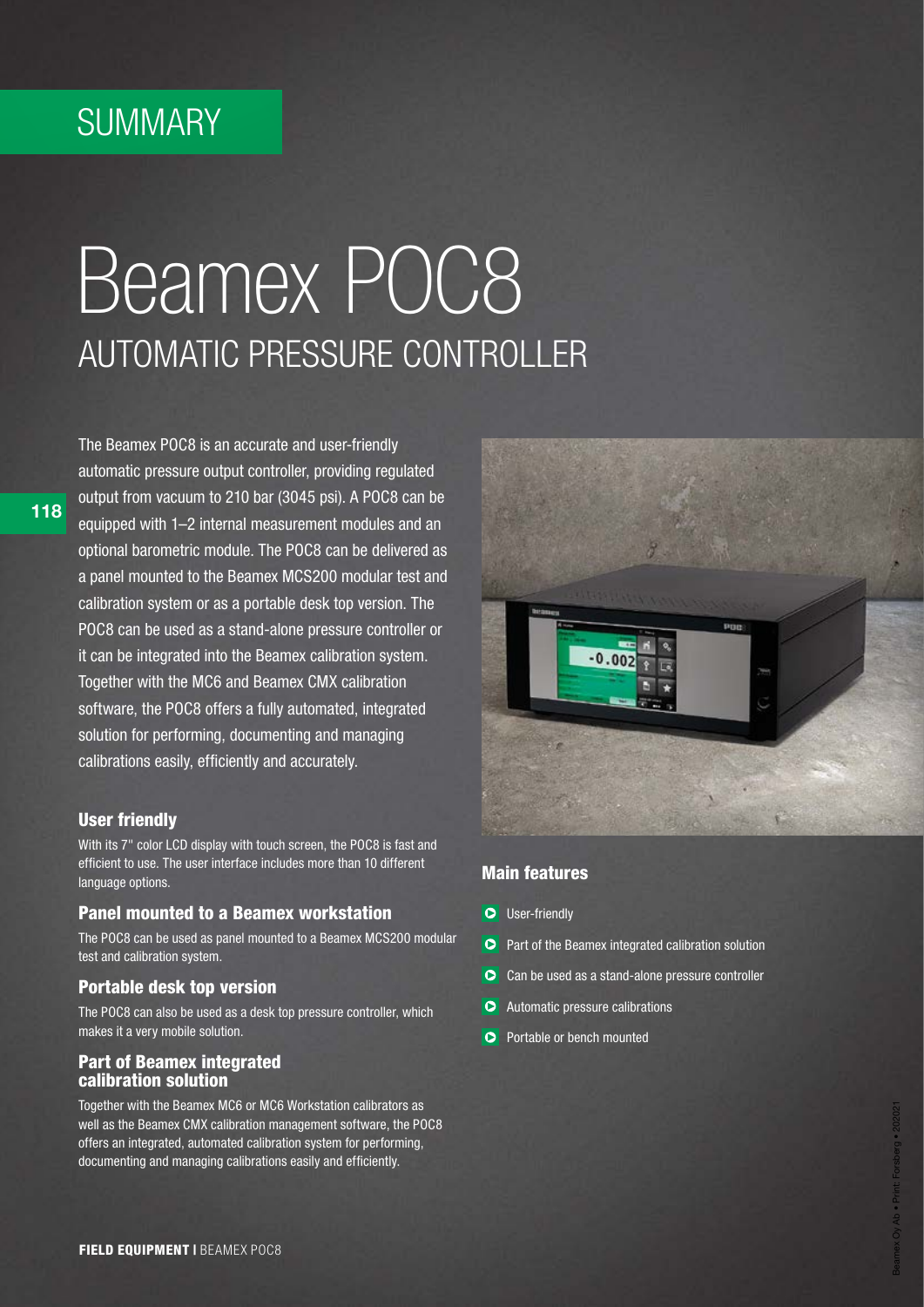SUMMARY

# Beamex POC8

## AUTOMATIC PRESSURE CONTROLLER

The Beamex POC8 is an accurate and user-friendly automatic pressure output controller, providing regulated output from vacuum to 210 bar (3045 psi). A POC8 can be equipped with 1–2 internal measurement modules and an optional barometric module. The POC8 can be delivered as a panel mounted to the Beamex MCS200 modular test and calibration system or as a portable desk top version. The POC8 can be used as a stand-alone pressure controller or it can be integrated into the Beamex calibration system. Together with the MC6 and Beamex CMX calibration software, the POC8 offers a fully automated, integrated solution for performing, documenting and managing calibrations easily, efficiently and accurately.

### User friendly

With its 7" color LCD display with touch screen, the POC8 is fast and efficient to use. The user interface includes more than 10 different language options.

### Panel mounted to a Beamex workstation

The POC8 can be used as panel mounted to a Beamex MCS200 modular test and calibration system.

### Portable desk top version

The POC8 can also be used as a desk top pressure controller, which makes it a very mobile solution.

### Part of Beamex integrated calibration solution

Together with the Beamex MC6 or MC6 Workstation calibrators as well as the Beamex CMX calibration management software, the POC8 offers an integrated, automated calibration system for performing, documenting and managing calibrations easily and efficiently.

### Main features

- User-friendly
- Part of the Beamex integrated calibration solution
- Can be used as a stand-alone pressure controller
- Automatic pressure calibrations
- Portable or bench mounted

Beamex Oy Ab • Print: Forsberg • 202021